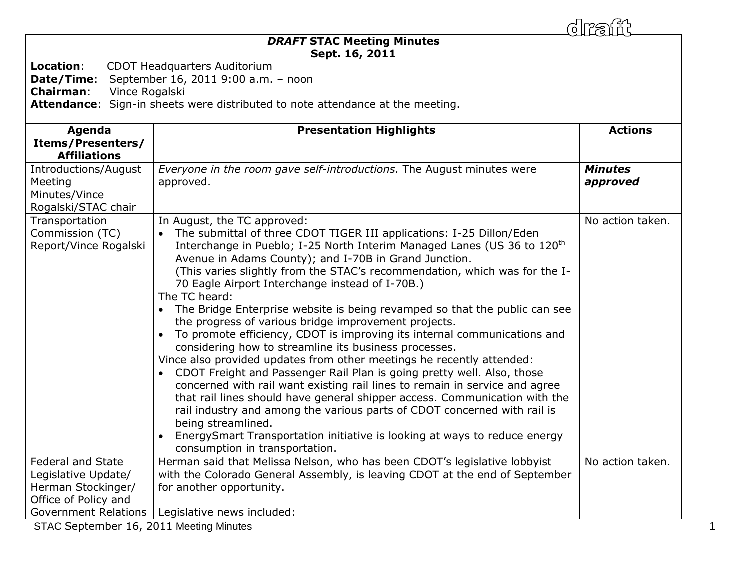draft

**_DRAFT_ STAC Meeting Minutes**
**Sept. 16, 2011**

**Location**: CDOT Headquarters Auditorium
**Date/Time**: September 16, 2011 9:00 a.m. – noon
**Chairman**: Vince Rogalski
**Attendance**: Sign-in sheets were distributed to note attendance at the meeting.

| Agenda Items/Presenters/ Affiliations | Presentation Highlights | Actions |
|---|---|---|
| Introductions/August Meeting Minutes/Vince Rogalski/STAC chair | *Everyone in the room gave self-introductions.* The August minutes were approved. | ***Minutes approved*** |
| Transportation Commission (TC) Report/Vince Rogalski | In August, the TC approved:<br>• The submittal of three CDOT TIGER III applications: I-25 Dillon/Eden Interchange in Pueblo; I-25 North Interim Managed Lanes (US 36 to 120th Avenue in Adams County); and I-70B in Grand Junction. (This varies slightly from the STAC's recommendation, which was for the I-70 Eagle Airport Interchange instead of I-70B.)<br>The TC heard:<br>• The Bridge Enterprise website is being revamped so that the public can see the progress of various bridge improvement projects.<br>• To promote efficiency, CDOT is improving its internal communications and considering how to streamline its business processes.<br>Vince also provided updates from other meetings he recently attended:<br>• CDOT Freight and Passenger Rail Plan is going pretty well. Also, those concerned with rail want existing rail lines to remain in service and agree that rail lines should have general shipper access. Communication with the rail industry and among the various parts of CDOT concerned with rail is being streamlined.<br>• EnergySmart Transportation initiative is looking at ways to reduce energy consumption in transportation. | No action taken. |
| Federal and State Legislative Update/ Herman Stockinger/ Office of Policy and Government Relations | Herman said that Melissa Nelson, who has been CDOT's legislative lobbyist with the Colorado General Assembly, is leaving CDOT at the end of September for another opportunity.<br><br>Legislative news included: | No action taken. |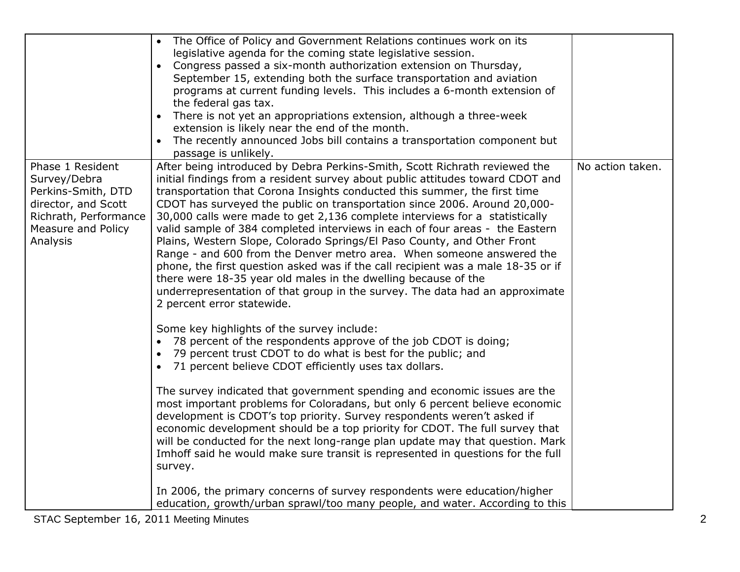| | | |
|---|---|---|
| | • The Office of Policy and Government Relations continues work on its legislative agenda for the coming state legislative session.<br>• Congress passed a six-month authorization extension on Thursday, September 15, extending both the surface transportation and aviation programs at current funding levels. This includes a 6-month extension of the federal gas tax.<br>• There is not yet an appropriations extension, although a three-week extension is likely near the end of the month.<br>• The recently announced Jobs bill contains a transportation component but passage is unlikely. | |
| Phase 1 Resident Survey/Debra Perkins-Smith, DTD director, and Scott Richrath, Performance Measure and Policy Analysis | After being introduced by Debra Perkins-Smith, Scott Richrath reviewed the initial findings from a resident survey about public attitudes toward CDOT and transportation that Corona Insights conducted this summer, the first time CDOT has surveyed the public on transportation since 2006. Around 20,000-30,000 calls were made to get 2,136 complete interviews for a statistically valid sample of 384 completed interviews in each of four areas - the Eastern Plains, Western Slope, Colorado Springs/El Paso County, and Other Front Range - and 600 from the Denver metro area. When someone answered the phone, the first question asked was if the call recipient was a male 18-35 or if there were 18-35 year old males in the dwelling because of the underrepresentation of that group in the survey. The data had an approximate 2 percent error statewide.<br><br>Some key highlights of the survey include:<br>• 78 percent of the respondents approve of the job CDOT is doing;<br>• 79 percent trust CDOT to do what is best for the public; and<br>• 71 percent believe CDOT efficiently uses tax dollars.<br><br>The survey indicated that government spending and economic issues are the most important problems for Coloradans, but only 6 percent believe economic development is CDOT's top priority. Survey respondents weren't asked if economic development should be a top priority for CDOT. The full survey that will be conducted for the next long-range plan update may that question. Mark Imhoff said he would make sure transit is represented in questions for the full survey.<br><br>In 2006, the primary concerns of survey respondents were education/higher education, growth/urban sprawl/too many people, and water. According to this | No action taken. |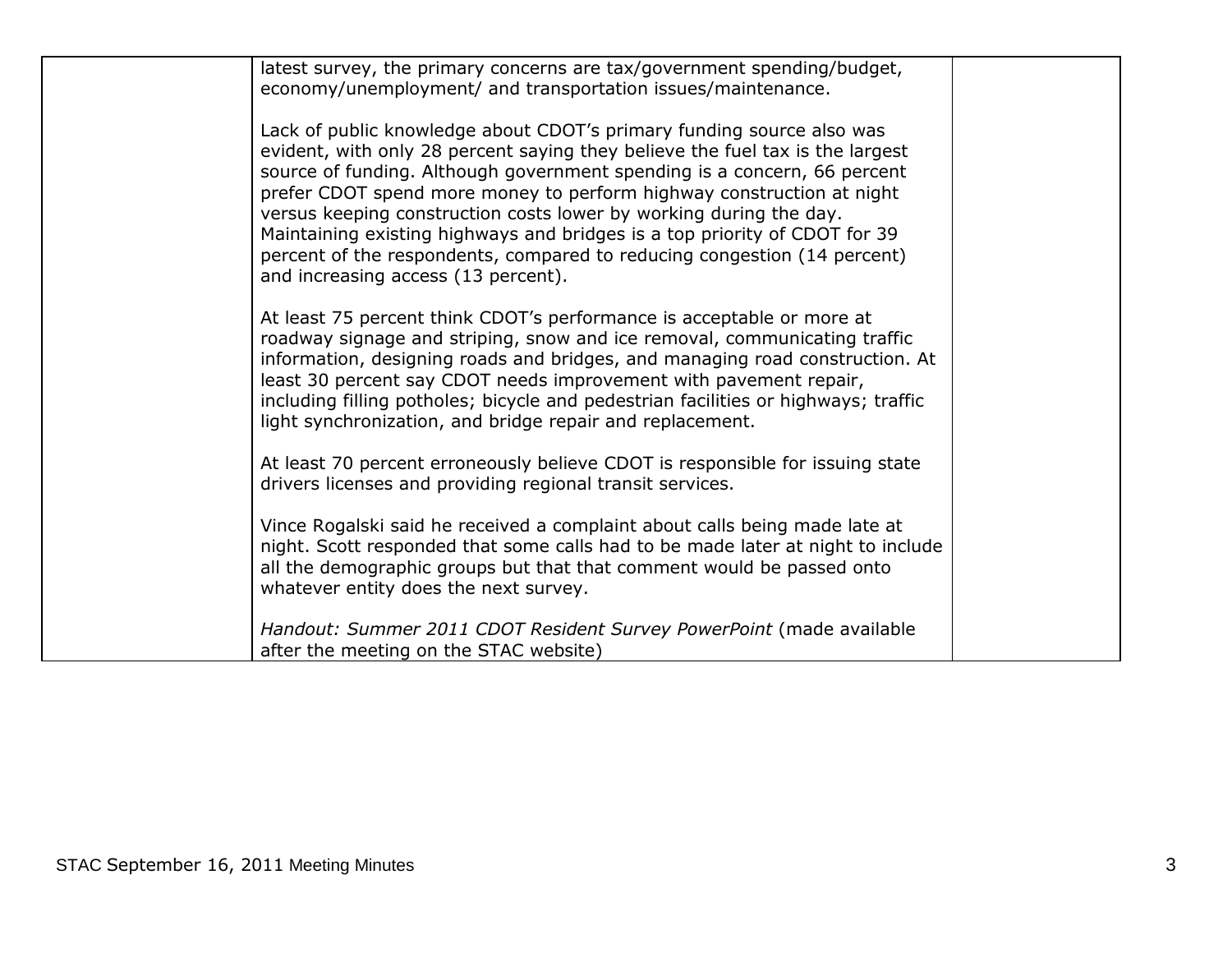| | | |
|---|---|---|
| | latest survey, the primary concerns are tax/government spending/budget, economy/unemployment/ and transportation issues/maintenance.<br><br>Lack of public knowledge about CDOT's primary funding source also was evident, with only 28 percent saying they believe the fuel tax is the largest source of funding. Although government spending is a concern, 66 percent prefer CDOT spend more money to perform highway construction at night versus keeping construction costs lower by working during the day. Maintaining existing highways and bridges is a top priority of CDOT for 39 percent of the respondents, compared to reducing congestion (14 percent) and increasing access (13 percent).<br><br>At least 75 percent think CDOT's performance is acceptable or more at roadway signage and striping, snow and ice removal, communicating traffic information, designing roads and bridges, and managing road construction. At least 30 percent say CDOT needs improvement with pavement repair, including filling potholes; bicycle and pedestrian facilities or highways; traffic light synchronization, and bridge repair and replacement.<br><br>At least 70 percent erroneously believe CDOT is responsible for issuing state drivers licenses and providing regional transit services.<br><br>Vince Rogalski said he received a complaint about calls being made late at night. Scott responded that some calls had to be made later at night to include all the demographic groups but that that comment would be passed onto whatever entity does the next survey.<br><br>*Handout: Summer 2011 CDOT Resident Survey PowerPoint* (made available after the meeting on the STAC website) | |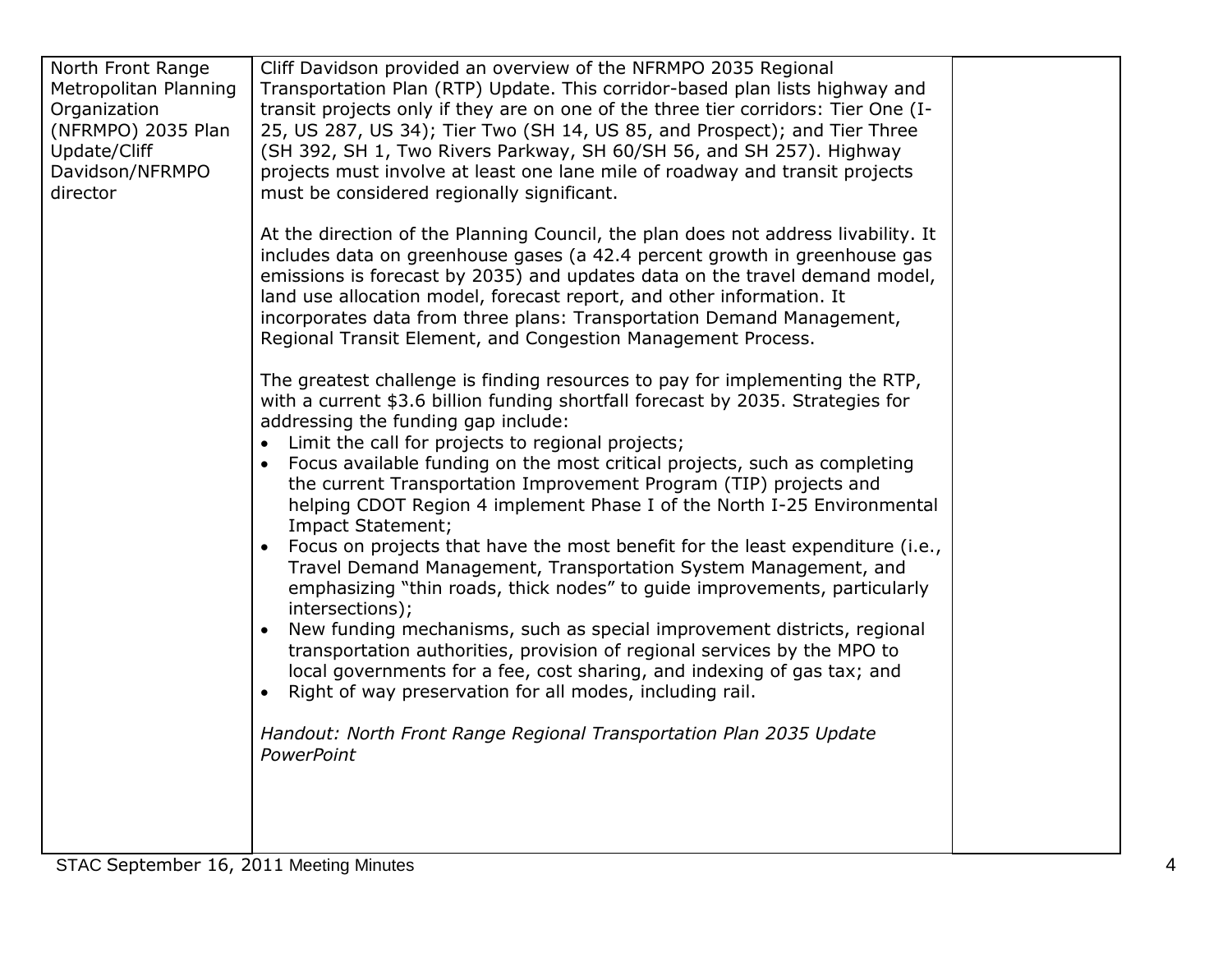| | | |
|---|---|---|
| North Front Range Metropolitan Planning Organization (NFRMPO) 2035 Plan Update/Cliff Davidson/NFRMPO director | Cliff Davidson provided an overview of the NFRMPO 2035 Regional Transportation Plan (RTP) Update. This corridor-based plan lists highway and transit projects only if they are on one of the three tier corridors: Tier One (I-25, US 287, US 34); Tier Two (SH 14, US 85, and Prospect); and Tier Three (SH 392, SH 1, Two Rivers Parkway, SH 60/SH 56, and SH 257). Highway projects must involve at least one lane mile of roadway and transit projects must be considered regionally significant.<br><br>At the direction of the Planning Council, the plan does not address livability. It includes data on greenhouse gases (a 42.4 percent growth in greenhouse gas emissions is forecast by 2035) and updates data on the travel demand model, land use allocation model, forecast report, and other information. It incorporates data from three plans: Transportation Demand Management, Regional Transit Element, and Congestion Management Process.<br><br>The greatest challenge is finding resources to pay for implementing the RTP, with a current \$3.6 billion funding shortfall forecast by 2035. Strategies for addressing the funding gap include:<br>• Limit the call for projects to regional projects;<br>• Focus available funding on the most critical projects, such as completing the current Transportation Improvement Program (TIP) projects and helping CDOT Region 4 implement Phase I of the North I-25 Environmental Impact Statement;<br>• Focus on projects that have the most benefit for the least expenditure (i.e., Travel Demand Management, Transportation System Management, and emphasizing "thin roads, thick nodes" to guide improvements, particularly intersections);<br>• New funding mechanisms, such as special improvement districts, regional transportation authorities, provision of regional services by the MPO to local governments for a fee, cost sharing, and indexing of gas tax; and<br>• Right of way preservation for all modes, including rail.<br><br>*Handout: North Front Range Regional Transportation Plan 2035 Update PowerPoint* | |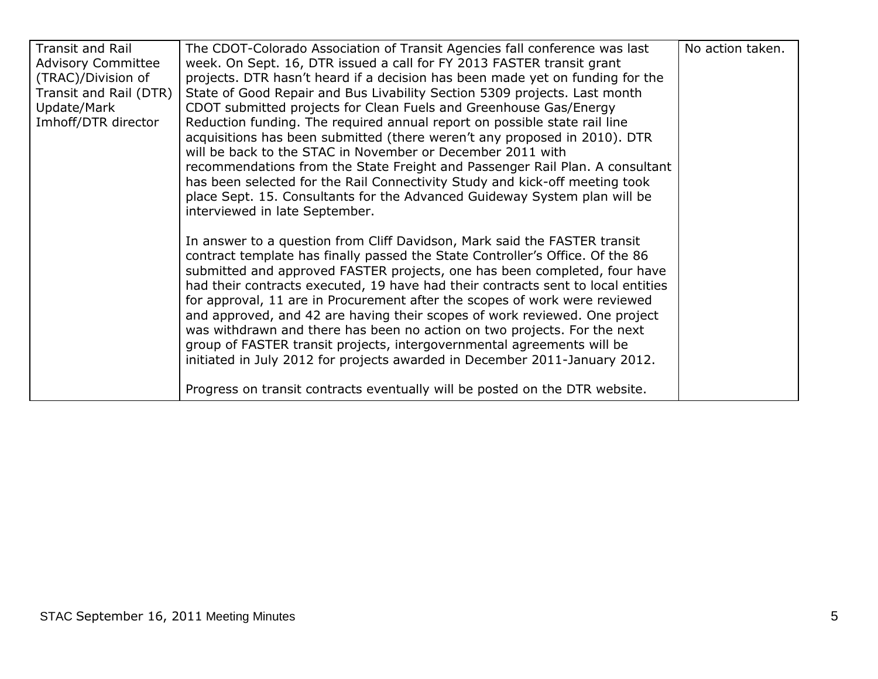| | | |
|---|---|---|
| Transit and Rail Advisory Committee (TRAC)/Division of Transit and Rail (DTR) Update/Mark Imhoff/DTR director | The CDOT-Colorado Association of Transit Agencies fall conference was last week. On Sept. 16, DTR issued a call for FY 2013 FASTER transit grant projects. DTR hasn't heard if a decision has been made yet on funding for the State of Good Repair and Bus Livability Section 5309 projects. Last month CDOT submitted projects for Clean Fuels and Greenhouse Gas/Energy Reduction funding. The required annual report on possible state rail line acquisitions has been submitted (there weren't any proposed in 2010). DTR will be back to the STAC in November or December 2011 with recommendations from the State Freight and Passenger Rail Plan. A consultant has been selected for the Rail Connectivity Study and kick-off meeting took place Sept. 15. Consultants for the Advanced Guideway System plan will be interviewed in late September.<br><br>In answer to a question from Cliff Davidson, Mark said the FASTER transit contract template has finally passed the State Controller's Office. Of the 86 submitted and approved FASTER projects, one has been completed, four have had their contracts executed, 19 have had their contracts sent to local entities for approval, 11 are in Procurement after the scopes of work were reviewed and approved, and 42 are having their scopes of work reviewed. One project was withdrawn and there has been no action on two projects. For the next group of FASTER transit projects, intergovernmental agreements will be initiated in July 2012 for projects awarded in December 2011-January 2012.<br><br>Progress on transit contracts eventually will be posted on the DTR website. | No action taken. |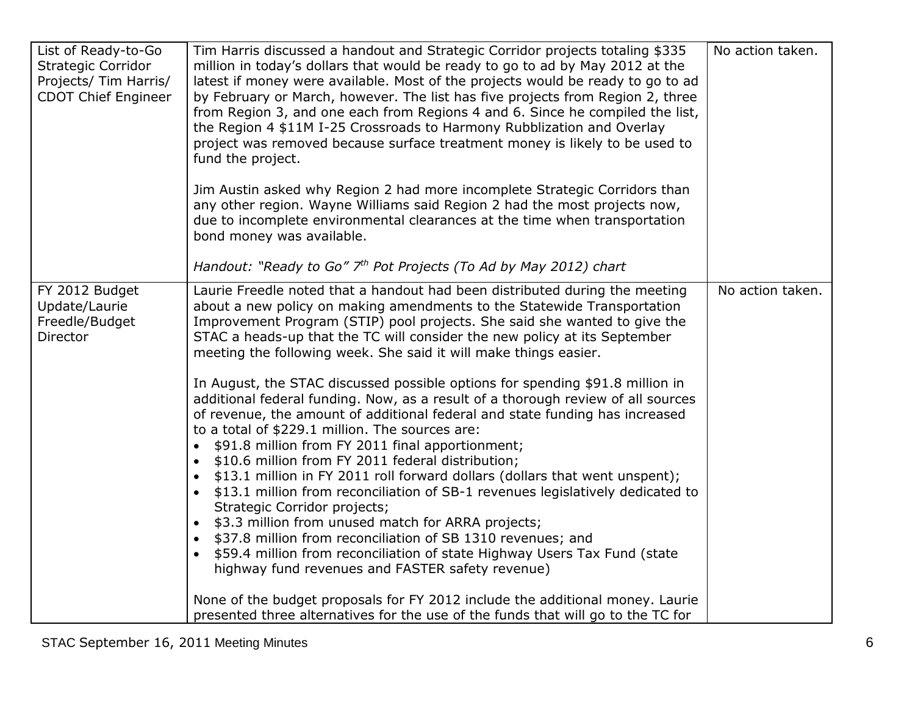| | | |
|---|---|---|
| List of Ready-to-Go Strategic Corridor Projects/ Tim Harris/ CDOT Chief Engineer | Tim Harris discussed a handout and Strategic Corridor projects totaling $335 million in today's dollars that would be ready to go to ad by May 2012 at the latest if money were available. Most of the projects would be ready to go to ad by February or March, however. The list has five projects from Region 2, three from Region 3, and one each from Regions 4 and 6. Since he compiled the list, the Region 4 $11M I-25 Crossroads to Harmony Rubblization and Overlay project was removed because surface treatment money is likely to be used to fund the project.<br><br>Jim Austin asked why Region 2 had more incomplete Strategic Corridors than any other region. Wayne Williams said Region 2 had the most projects now, due to incomplete environmental clearances at the time when transportation bond money was available.<br><br>*Handout: "Ready to Go" 7th Pot Projects (To Ad by May 2012) chart* | No action taken. |
| FY 2012 Budget Update/Laurie Freedle/Budget Director | Laurie Freedle noted that a handout had been distributed during the meeting about a new policy on making amendments to the Statewide Transportation Improvement Program (STIP) pool projects. She said she wanted to give the STAC a heads-up that the TC will consider the new policy at its September meeting the following week. She said it will make things easier.<br><br>In August, the STAC discussed possible options for spending $91.8 million in additional federal funding. Now, as a result of a thorough review of all sources of revenue, the amount of additional federal and state funding has increased to a total of $229.1 million. The sources are:<br>• $91.8 million from FY 2011 final apportionment;<br>• $10.6 million from FY 2011 federal distribution;<br>• $13.1 million in FY 2011 roll forward dollars (dollars that went unspent);<br>• $13.1 million from reconciliation of SB-1 revenues legislatively dedicated to Strategic Corridor projects;<br>• $3.3 million from unused match for ARRA projects;<br>• $37.8 million from reconciliation of SB 1310 revenues; and<br>• $59.4 million from reconciliation of state Highway Users Tax Fund (state highway fund revenues and FASTER safety revenue)<br><br>None of the budget proposals for FY 2012 include the additional money. Laurie presented three alternatives for the use of the funds that will go to the TC for | No action taken. |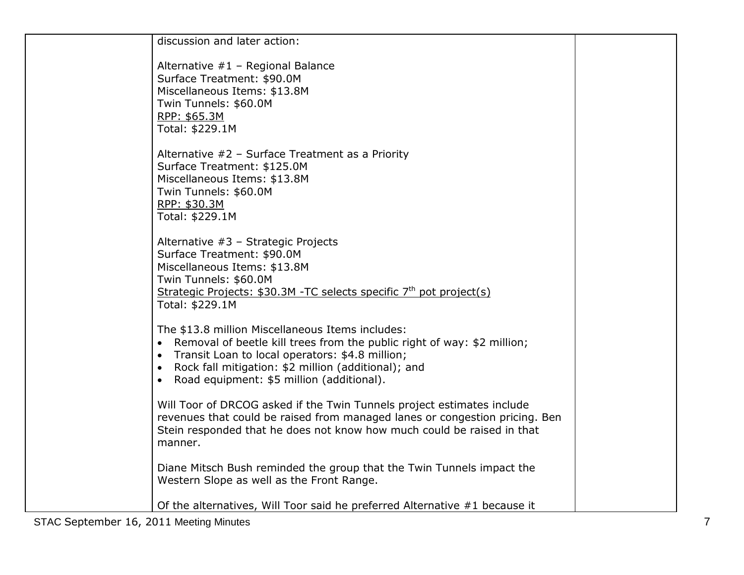| | | |
|---|---|---|
| | discussion and later action:<br><br>Alternative #1 – Regional Balance<br>Surface Treatment: $90.0M<br>Miscellaneous Items: $13.8M<br>Twin Tunnels: $60.0M<br><u>RPP: $65.3M</u><br>Total: $229.1M<br><br>Alternative #2 – Surface Treatment as a Priority<br>Surface Treatment: $125.0M<br>Miscellaneous Items: $13.8M<br>Twin Tunnels: $60.0M<br><u>RPP: $30.3M</u><br>Total: $229.1M<br><br>Alternative #3 – Strategic Projects<br>Surface Treatment: $90.0M<br>Miscellaneous Items: $13.8M<br>Twin Tunnels: $60.0M<br><u>Strategic Projects: $30.3M -TC selects specific 7th pot project(s)</u><br>Total: $229.1M<br><br>The $13.8 million Miscellaneous Items includes:<br>• Removal of beetle kill trees from the public right of way: $2 million;<br>• Transit Loan to local operators: $4.8 million;<br>• Rock fall mitigation: $2 million (additional); and<br>• Road equipment: $5 million (additional).<br><br>Will Toor of DRCOG asked if the Twin Tunnels project estimates include revenues that could be raised from managed lanes or congestion pricing. Ben Stein responded that he does not know how much could be raised in that manner.<br><br>Diane Mitsch Bush reminded the group that the Twin Tunnels impact the Western Slope as well as the Front Range.<br><br>Of the alternatives, Will Toor said he preferred Alternative #1 because it | |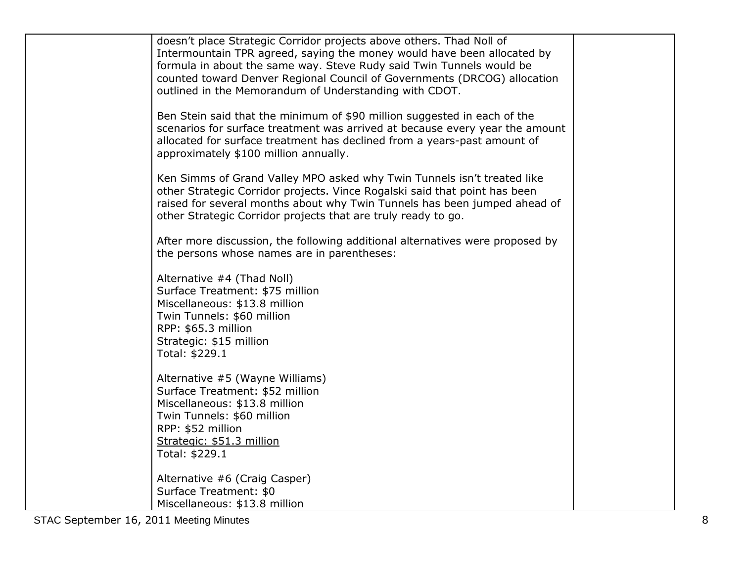doesn't place Strategic Corridor projects above others. Thad Noll of Intermountain TPR agreed, saying the money would have been allocated by formula in about the same way. Steve Rudy said Twin Tunnels would be counted toward Denver Regional Council of Governments (DRCOG) allocation outlined in the Memorandum of Understanding with CDOT.

Ben Stein said that the minimum of $90 million suggested in each of the scenarios for surface treatment was arrived at because every year the amount allocated for surface treatment has declined from a years-past amount of approximately $100 million annually.

Ken Simms of Grand Valley MPO asked why Twin Tunnels isn't treated like other Strategic Corridor projects. Vince Rogalski said that point has been raised for several months about why Twin Tunnels has been jumped ahead of other Strategic Corridor projects that are truly ready to go.

After more discussion, the following additional alternatives were proposed by the persons whose names are in parentheses:

Alternative #4 (Thad Noll)
Surface Treatment: $75 million
Miscellaneous: $13.8 million
Twin Tunnels: $60 million
RPP: $65.3 million
<u>Strategic: $15 million</u>
Total: $229.1

Alternative #5 (Wayne Williams)
Surface Treatment: $52 million
Miscellaneous: $13.8 million
Twin Tunnels: $60 million
RPP: $52 million
<u>Strategic: $51.3 million</u>
Total: $229.1

Alternative #6 (Craig Casper)
Surface Treatment: $0
Miscellaneous: $13.8 million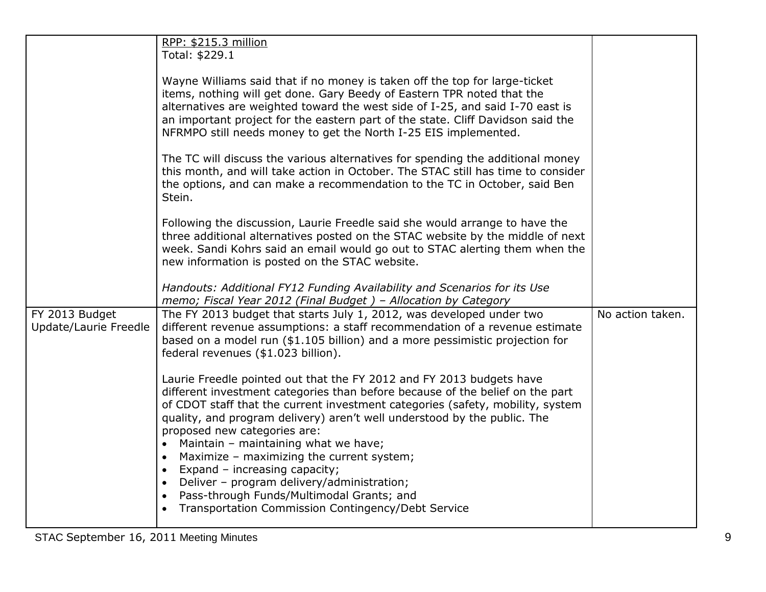| | | |
|---|---|---|
| | RPP: $215.3 million<br>Total: $229.1<br><br>Wayne Williams said that if no money is taken off the top for large-ticket items, nothing will get done. Gary Beedy of Eastern TPR noted that the alternatives are weighted toward the west side of I-25, and said I-70 east is an important project for the eastern part of the state. Cliff Davidson said the NFRMPO still needs money to get the North I-25 EIS implemented.<br><br>The TC will discuss the various alternatives for spending the additional money this month, and will take action in October. The STAC still has time to consider the options, and can make a recommendation to the TC in October, said Ben Stein.<br><br>Following the discussion, Laurie Freedle said she would arrange to have the three additional alternatives posted on the STAC website by the middle of next week. Sandi Kohrs said an email would go out to STAC alerting them when the new information is posted on the STAC website.<br><br>*Handouts: Additional FY12 Funding Availability and Scenarios for its Use memo; Fiscal Year 2012 (Final Budget ) – Allocation by Category* | |
| FY 2013 Budget Update/Laurie Freedle | The FY 2013 budget that starts July 1, 2012, was developed under two different revenue assumptions: a staff recommendation of a revenue estimate based on a model run ($1.105 billion) and a more pessimistic projection for federal revenues ($1.023 billion).<br><br>Laurie Freedle pointed out that the FY 2012 and FY 2013 budgets have different investment categories than before because of the belief on the part of CDOT staff that the current investment categories (safety, mobility, system quality, and program delivery) aren't well understood by the public. The proposed new categories are:<br>• Maintain – maintaining what we have;<br>• Maximize – maximizing the current system;<br>• Expand – increasing capacity;<br>• Deliver – program delivery/administration;<br>• Pass-through Funds/Multimodal Grants; and<br>• Transportation Commission Contingency/Debt Service | No action taken. |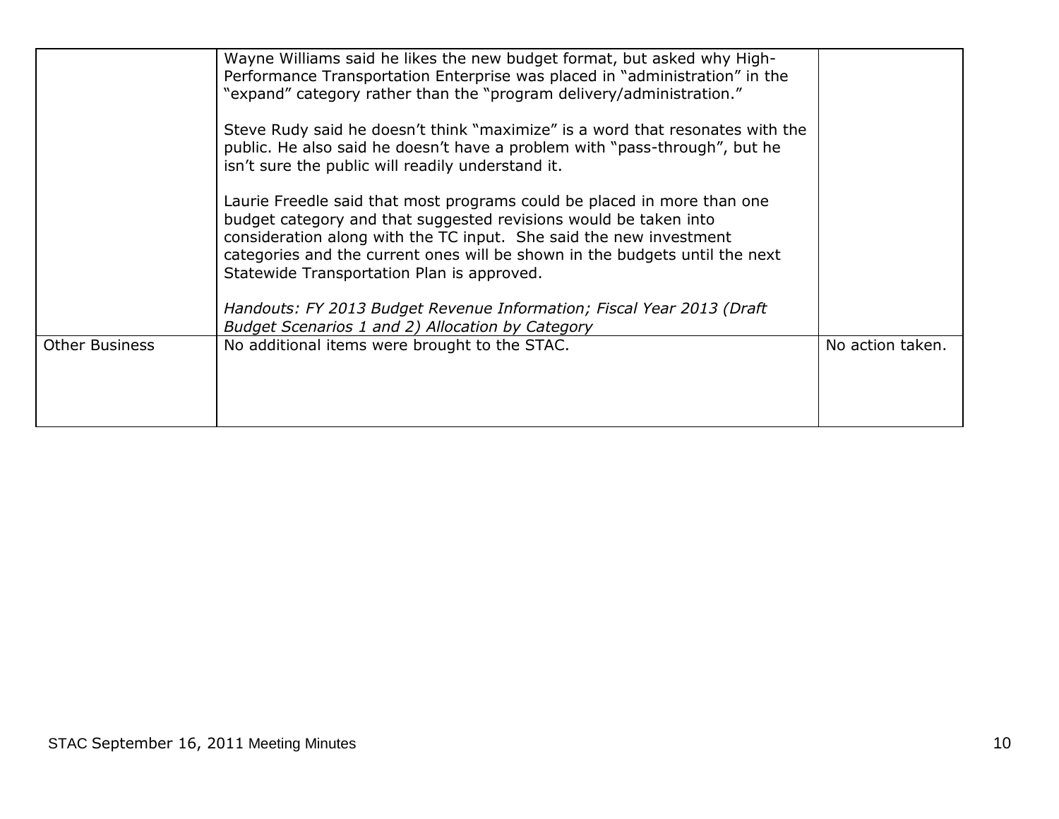| | | |
|---|---|---|
| | Wayne Williams said he likes the new budget format, but asked why High-Performance Transportation Enterprise was placed in "administration" in the "expand" category rather than the "program delivery/administration."<br><br>Steve Rudy said he doesn't think "maximize" is a word that resonates with the public. He also said he doesn't have a problem with "pass-through", but he isn't sure the public will readily understand it.<br><br>Laurie Freedle said that most programs could be placed in more than one budget category and that suggested revisions would be taken into consideration along with the TC input. She said the new investment categories and the current ones will be shown in the budgets until the next Statewide Transportation Plan is approved.<br><br>*Handouts: FY 2013 Budget Revenue Information; Fiscal Year 2013 (Draft Budget Scenarios 1 and 2) Allocation by Category* | |
| Other Business | No additional items were brought to the STAC. | No action taken. |